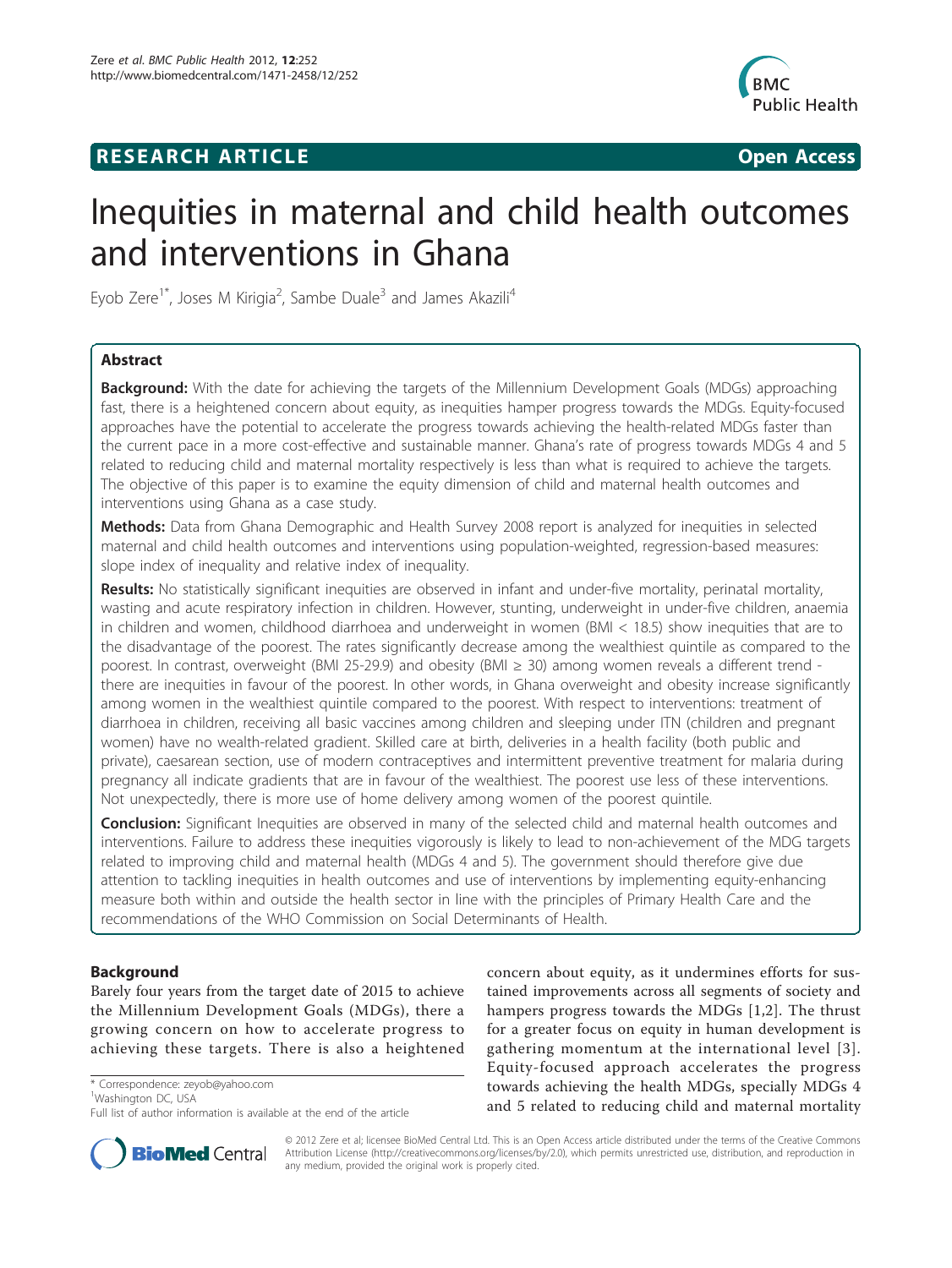**RESEARCH ARTICLE** **Open Access**

# Inequities in maternal and child health outcomes and interventions in Ghana

Eyob Zere[1*], Joses M Kirigia[2], Sambe Duale[3] and James Akazili[4]

## Abstract

**Background:** With the date for achieving the targets of the Millennium Development Goals (MDGs) approaching fast, there is a heightened concern about equity, as inequities hamper progress towards the MDGs. Equity-focused approaches have the potential to accelerate the progress towards achieving the health-related MDGs faster than the current pace in a more cost-effective and sustainable manner. Ghana's rate of progress towards MDGs 4 and 5 related to reducing child and maternal mortality respectively is less than what is required to achieve the targets. The objective of this paper is to examine the equity dimension of child and maternal health outcomes and interventions using Ghana as a case study.

**Methods:** Data from Ghana Demographic and Health Survey 2008 report is analyzed for inequities in selected maternal and child health outcomes and interventions using population-weighted, regression-based measures: slope index of inequality and relative index of inequality.

**Results:** No statistically significant inequities are observed in infant and under-five mortality, perinatal mortality, wasting and acute respiratory infection in children. However, stunting, underweight in under-five children, anaemia in children and women, childhood diarrhoea and underweight in women (BMI < 18.5) show inequities that are to the disadvantage of the poorest. The rates significantly decrease among the wealthiest quintile as compared to the poorest. In contrast, overweight (BMI 25-29.9) and obesity (BMI ≥ 30) among women reveals a different trend - there are inequities in favour of the poorest. In other words, in Ghana overweight and obesity increase significantly among women in the wealthiest quintile compared to the poorest. With respect to interventions: treatment of diarrhoea in children, receiving all basic vaccines among children and sleeping under ITN (children and pregnant women) have no wealth-related gradient. Skilled care at birth, deliveries in a health facility (both public and private), caesarean section, use of modern contraceptives and intermittent preventive treatment for malaria during pregnancy all indicate gradients that are in favour of the wealthiest. The poorest use less of these interventions. Not unexpectedly, there is more use of home delivery among women of the poorest quintile.

**Conclusion:** Significant Inequities are observed in many of the selected child and maternal health outcomes and interventions. Failure to address these inequities vigorously is likely to lead to non-achievement of the MDG targets related to improving child and maternal health (MDGs 4 and 5). The government should therefore give due attention to tackling inequities in health outcomes and use of interventions by implementing equity-enhancing measure both within and outside the health sector in line with the principles of Primary Health Care and the recommendations of the WHO Commission on Social Determinants of Health.

## Background

Barely four years from the target date of 2015 to achieve the Millennium Development Goals (MDGs), there a growing concern on how to accelerate progress to achieving these targets. There is also a heightened concern about equity, as it undermines efforts for sustained improvements across all segments of society and hampers progress towards the MDGs [1,2]. The thrust for a greater focus on equity in human development is gathering momentum at the international level [3]. Equity-focused approach accelerates the progress towards achieving the health MDGs, specially MDGs 4 and 5 related to reducing child and maternal mortality

\* Correspondence: zeyob@yahoo.com
[1]Washington DC, USA
Full list of author information is available at the end of the article

© 2012 Zere et al; licensee BioMed Central Ltd. This is an Open Access article distributed under the terms of the Creative Commons Attribution License (http://creativecommons.org/licenses/by/2.0), which permits unrestricted use, distribution, and reproduction in any medium, provided the original work is properly cited.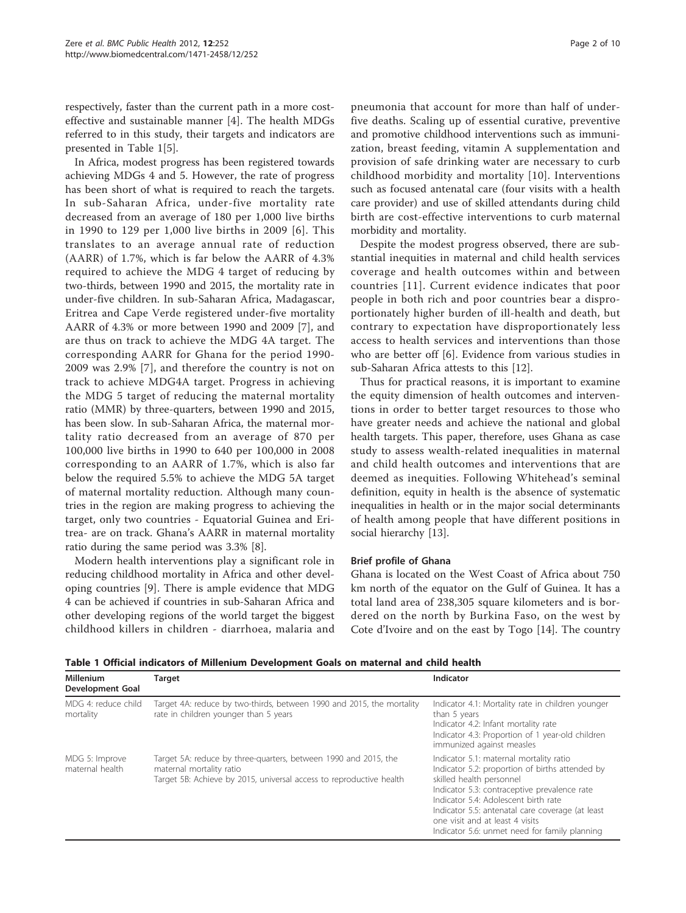respectively, faster than the current path in a more cost-effective and sustainable manner [4]. The health MDGs referred to in this study, their targets and indicators are presented in Table 1[5].

In Africa, modest progress has been registered towards achieving MDGs 4 and 5. However, the rate of progress has been short of what is required to reach the targets. In sub-Saharan Africa, under-five mortality rate decreased from an average of 180 per 1,000 live births in 1990 to 129 per 1,000 live births in 2009 [6]. This translates to an average annual rate of reduction (AARR) of 1.7%, which is far below the AARR of 4.3% required to achieve the MDG 4 target of reducing by two-thirds, between 1990 and 2015, the mortality rate in under-five children. In sub-Saharan Africa, Madagascar, Eritrea and Cape Verde registered under-five mortality AARR of 4.3% or more between 1990 and 2009 [7], and are thus on track to achieve the MDG 4A target. The corresponding AARR for Ghana for the period 1990-2009 was 2.9% [7], and therefore the country is not on track to achieve MDG4A target. Progress in achieving the MDG 5 target of reducing the maternal mortality ratio (MMR) by three-quarters, between 1990 and 2015, has been slow. In sub-Saharan Africa, the maternal mortality ratio decreased from an average of 870 per 100,000 live births in 1990 to 640 per 100,000 in 2008 corresponding to an AARR of 1.7%, which is also far below the required 5.5% to achieve the MDG 5A target of maternal mortality reduction. Although many countries in the region are making progress to achieving the target, only two countries - Equatorial Guinea and Eritrea- are on track. Ghana's AARR in maternal mortality ratio during the same period was 3.3% [8].

Modern health interventions play a significant role in reducing childhood mortality in Africa and other developing countries [9]. There is ample evidence that MDG 4 can be achieved if countries in sub-Saharan Africa and other developing regions of the world target the biggest childhood killers in children - diarrhoea, malaria and pneumonia that account for more than half of under-five deaths. Scaling up of essential curative, preventive and promotive childhood interventions such as immunization, breast feeding, vitamin A supplementation and provision of safe drinking water are necessary to curb childhood morbidity and mortality [10]. Interventions such as focused antenatal care (four visits with a health care provider) and use of skilled attendants during child birth are cost-effective interventions to curb maternal morbidity and mortality.

Despite the modest progress observed, there are substantial inequities in maternal and child health services coverage and health outcomes within and between countries [11]. Current evidence indicates that poor people in both rich and poor countries bear a disproportionately higher burden of ill-health and death, but contrary to expectation have disproportionately less access to health services and interventions than those who are better off [6]. Evidence from various studies in sub-Saharan Africa attests to this [12].

Thus for practical reasons, it is important to examine the equity dimension of health outcomes and interventions in order to better target resources to those who have greater needs and achieve the national and global health targets. This paper, therefore, uses Ghana as case study to assess wealth-related inequalities in maternal and child health outcomes and interventions that are deemed as inequities. Following Whitehead's seminal definition, equity in health is the absence of systematic inequalities in health or in the major social determinants of health among people that have different positions in social hierarchy [13].

### Brief profile of Ghana

Ghana is located on the West Coast of Africa about 750 km north of the equator on the Gulf of Guinea. It has a total land area of 238,305 square kilometers and is bordered on the north by Burkina Faso, on the west by Cote d'Ivoire and on the east by Togo [14]. The country

**Table 1 Official indicators of Millenium Development Goals on maternal and child health**

| Millenium Development Goal | Target | Indicator |
|---|---|---|
| MDG 4: reduce child mortality | Target 4A: reduce by two-thirds, between 1990 and 2015, the mortality rate in children younger than 5 years | Indicator 4.1: Mortality rate in children younger than 5 years<br>Indicator 4.2: Infant mortality rate<br>Indicator 4.3: Proportion of 1 year-old children immunized against measles |
| MDG 5: Improve maternal health | Target 5A: reduce by three-quarters, between 1990 and 2015, the maternal mortality ratio<br>Target 5B: Achieve by 2015, universal access to reproductive health | Indicator 5.1: maternal mortality ratio<br>Indicator 5.2: proportion of births attended by skilled health personnel<br>Indicator 5.3: contraceptive prevalence rate<br>Indicator 5.4: Adolescent birth rate<br>Indicator 5.5: antenatal care coverage (at least one visit and at least 4 visits<br>Indicator 5.6: unmet need for family planning |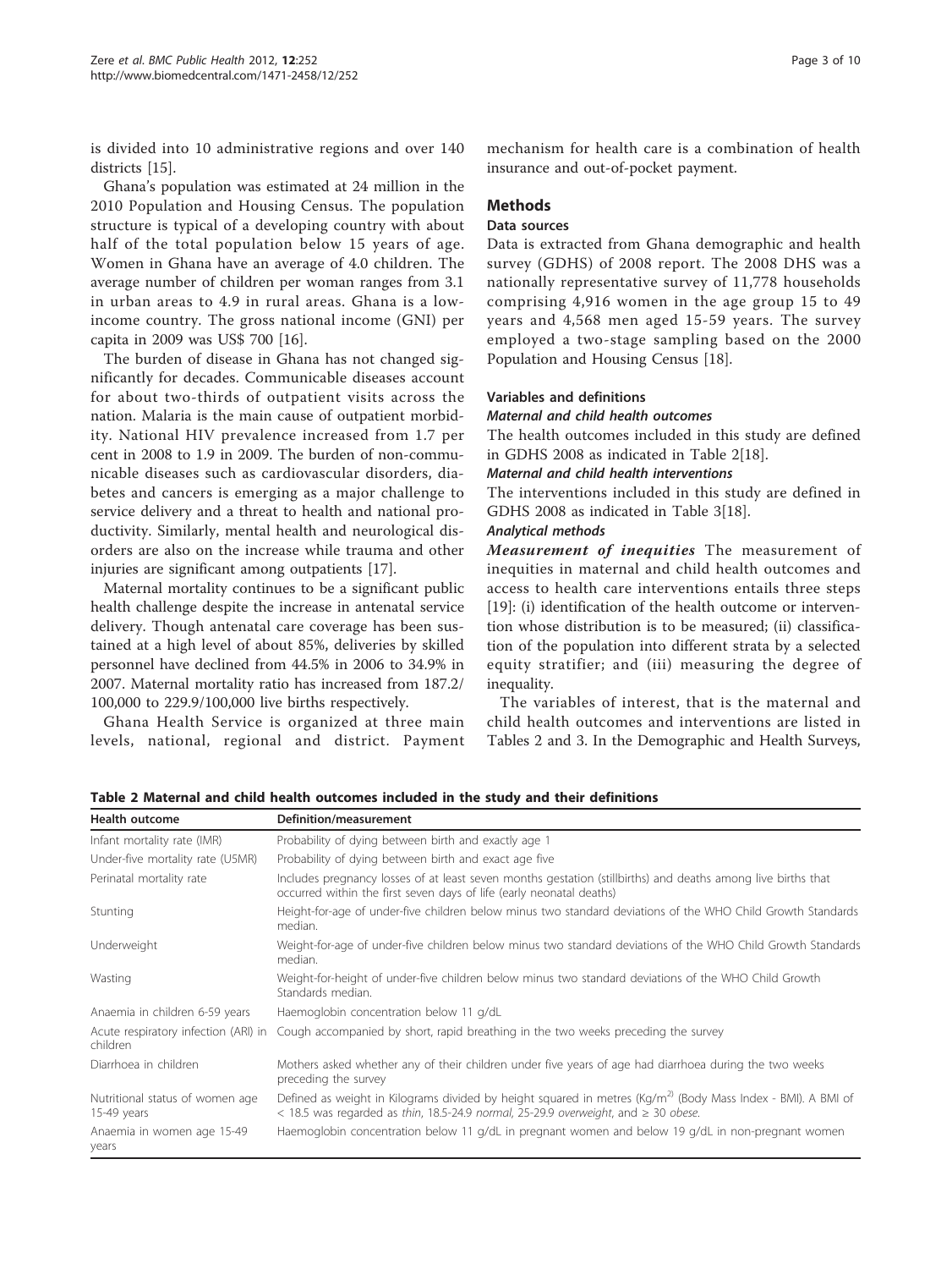is divided into 10 administrative regions and over 140 districts [15].

Ghana's population was estimated at 24 million in the 2010 Population and Housing Census. The population structure is typical of a developing country with about half of the total population below 15 years of age. Women in Ghana have an average of 4.0 children. The average number of children per woman ranges from 3.1 in urban areas to 4.9 in rural areas. Ghana is a low-income country. The gross national income (GNI) per capita in 2009 was US$ 700 [16].

The burden of disease in Ghana has not changed significantly for decades. Communicable diseases account for about two-thirds of outpatient visits across the nation. Malaria is the main cause of outpatient morbidity. National HIV prevalence increased from 1.7 per cent in 2008 to 1.9 in 2009. The burden of non-communicable diseases such as cardiovascular disorders, diabetes and cancers is emerging as a major challenge to service delivery and a threat to health and national productivity. Similarly, mental health and neurological disorders are also on the increase while trauma and other injuries are significant among outpatients [17].

Maternal mortality continues to be a significant public health challenge despite the increase in antenatal service delivery. Though antenatal care coverage has been sustained at a high level of about 85%, deliveries by skilled personnel have declined from 44.5% in 2006 to 34.9% in 2007. Maternal mortality ratio has increased from 187.2/100,000 to 229.9/100,000 live births respectively.

Ghana Health Service is organized at three main levels, national, regional and district. Payment mechanism for health care is a combination of health insurance and out-of-pocket payment.

## Methods

### Data sources

Data is extracted from Ghana demographic and health survey (GDHS) of 2008 report. The 2008 DHS was a nationally representative survey of 11,778 households comprising 4,916 women in the age group 15 to 49 years and 4,568 men aged 15-59 years. The survey employed a two-stage sampling based on the 2000 Population and Housing Census [18].

### Variables and definitions

#### *Maternal and child health outcomes*

The health outcomes included in this study are defined in GDHS 2008 as indicated in Table 2[18].

#### *Maternal and child health interventions*

The interventions included in this study are defined in GDHS 2008 as indicated in Table 3[18].

#### *Analytical methods*

***Measurement of inequities*** The measurement of inequities in maternal and child health outcomes and access to health care interventions entails three steps [19]: (i) identification of the health outcome or intervention whose distribution is to be measured; (ii) classification of the population into different strata by a selected equity stratifier; and (iii) measuring the degree of inequality.

The variables of interest, that is the maternal and child health outcomes and interventions are listed in Tables 2 and 3. In the Demographic and Health Surveys,

**Table 2 Maternal and child health outcomes included in the study and their definitions**

| Health outcome | Definition/measurement |
|---|---|
| Infant mortality rate (IMR) | Probability of dying between birth and exactly age 1 |
| Under-five mortality rate (U5MR) | Probability of dying between birth and exact age five |
| Perinatal mortality rate | Includes pregnancy losses of at least seven months gestation (stillbirths) and deaths among live births that occurred within the first seven days of life (early neonatal deaths) |
| Stunting | Height-for-age of under-five children below minus two standard deviations of the WHO Child Growth Standards median. |
| Underweight | Weight-for-age of under-five children below minus two standard deviations of the WHO Child Growth Standards median. |
| Wasting | Weight-for-height of under-five children below minus two standard deviations of the WHO Child Growth Standards median. |
| Anaemia in children 6-59 years | Haemoglobin concentration below 11 g/dL |
| Acute respiratory infection (ARI) in children | Cough accompanied by short, rapid breathing in the two weeks preceding the survey |
| Diarrhoea in children | Mothers asked whether any of their children under five years of age had diarrhoea during the two weeks preceding the survey |
| Nutritional status of women age 15-49 years | Defined as weight in Kilograms divided by height squared in metres ($Kg/m^{2)}$ (Body Mass Index - BMI). A BMI of < 18.5 was regarded as *thin*, 18.5-24.9 *normal*, 25-29.9 *overweight*, and ≥ 30 *obese*. |
| Anaemia in women age 15-49 years | Haemoglobin concentration below 11 g/dL in pregnant women and below 19 g/dL in non-pregnant women |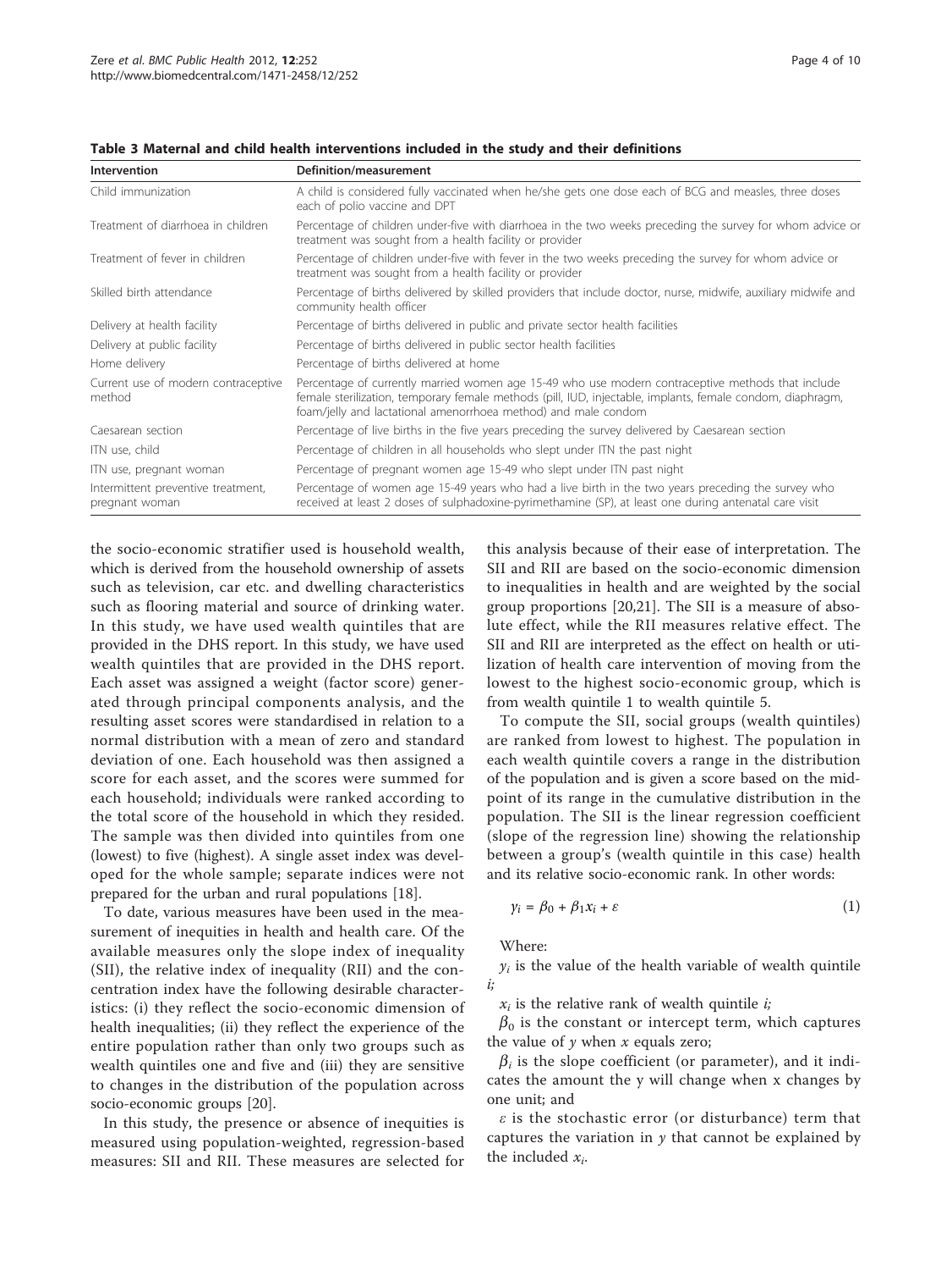**Table 3 Maternal and child health interventions included in the study and their definitions**

| Intervention | Definition/measurement |
|---|---|
| Child immunization | A child is considered fully vaccinated when he/she gets one dose each of BCG and measles, three doses each of polio vaccine and DPT |
| Treatment of diarrhoea in children | Percentage of children under-five with diarrhoea in the two weeks preceding the survey for whom advice or treatment was sought from a health facility or provider |
| Treatment of fever in children | Percentage of children under-five with fever in the two weeks preceding the survey for whom advice or treatment was sought from a health facility or provider |
| Skilled birth attendance | Percentage of births delivered by skilled providers that include doctor, nurse, midwife, auxiliary midwife and community health officer |
| Delivery at health facility | Percentage of births delivered in public and private sector health facilities |
| Delivery at public facility | Percentage of births delivered in public sector health facilities |
| Home delivery | Percentage of births delivered at home |
| Current use of modern contraceptive method | Percentage of currently married women age 15-49 who use modern contraceptive methods that include female sterilization, temporary female methods (pill, IUD, injectable, implants, female condom, diaphragm, foam/jelly and lactational amenorrhoea method) and male condom |
| Caesarean section | Percentage of live births in the five years preceding the survey delivered by Caesarean section |
| ITN use, child | Percentage of children in all households who slept under ITN the past night |
| ITN use, pregnant woman | Percentage of pregnant women age 15-49 who slept under ITN past night |
| Intermittent preventive treatment, pregnant woman | Percentage of women age 15-49 years who had a live birth in the two years preceding the survey who received at least 2 doses of sulphadoxine-pyrimethamine (SP), at least one during antenatal care visit |

the socio-economic stratifier used is household wealth, which is derived from the household ownership of assets such as television, car etc. and dwelling characteristics such as flooring material and source of drinking water. In this study, we have used wealth quintiles that are provided in the DHS report. In this study, we have used wealth quintiles that are provided in the DHS report. Each asset was assigned a weight (factor score) generated through principal components analysis, and the resulting asset scores were standardised in relation to a normal distribution with a mean of zero and standard deviation of one. Each household was then assigned a score for each asset, and the scores were summed for each household; individuals were ranked according to the total score of the household in which they resided. The sample was then divided into quintiles from one (lowest) to five (highest). A single asset index was developed for the whole sample; separate indices were not prepared for the urban and rural populations [18].

To date, various measures have been used in the measurement of inequities in health and health care. Of the available measures only the slope index of inequality (SII), the relative index of inequality (RII) and the concentration index have the following desirable characteristics: (i) they reflect the socio-economic dimension of health inequalities; (ii) they reflect the experience of the entire population rather than only two groups such as wealth quintiles one and five and (iii) they are sensitive to changes in the distribution of the population across socio-economic groups [20].

In this study, the presence or absence of inequities is measured using population-weighted, regression-based measures: SII and RII. These measures are selected for this analysis because of their ease of interpretation. The SII and RII are based on the socio-economic dimension to inequalities in health and are weighted by the social group proportions [20,21]. The SII is a measure of absolute effect, while the RII measures relative effect. The SII and RII are interpreted as the effect on health or utilization of health care intervention of moving from the lowest to the highest socio-economic group, which is from wealth quintile 1 to wealth quintile 5.

To compute the SII, social groups (wealth quintiles) are ranked from lowest to highest. The population in each wealth quintile covers a range in the distribution of the population and is given a score based on the midpoint of its range in the cumulative distribution in the population. The SII is the linear regression coefficient (slope of the regression line) showing the relationship between a group's (wealth quintile in this case) health and its relative socio-economic rank. In other words:

$$y_i = \beta_0 + \beta_1 x_i + \varepsilon \tag{1}$$

Where:

$y_i$ is the value of the health variable of wealth quintile $i$;

$x_i$ is the relative rank of wealth quintile $i$;

$\beta_0$ is the constant or intercept term, which captures the value of $y$ when $x$ equals zero;

$\beta_i$ is the slope coefficient (or parameter), and it indicates the amount the y will change when x changes by one unit; and

$\varepsilon$ is the stochastic error (or disturbance) term that captures the variation in $y$ that cannot be explained by the included $x_i$.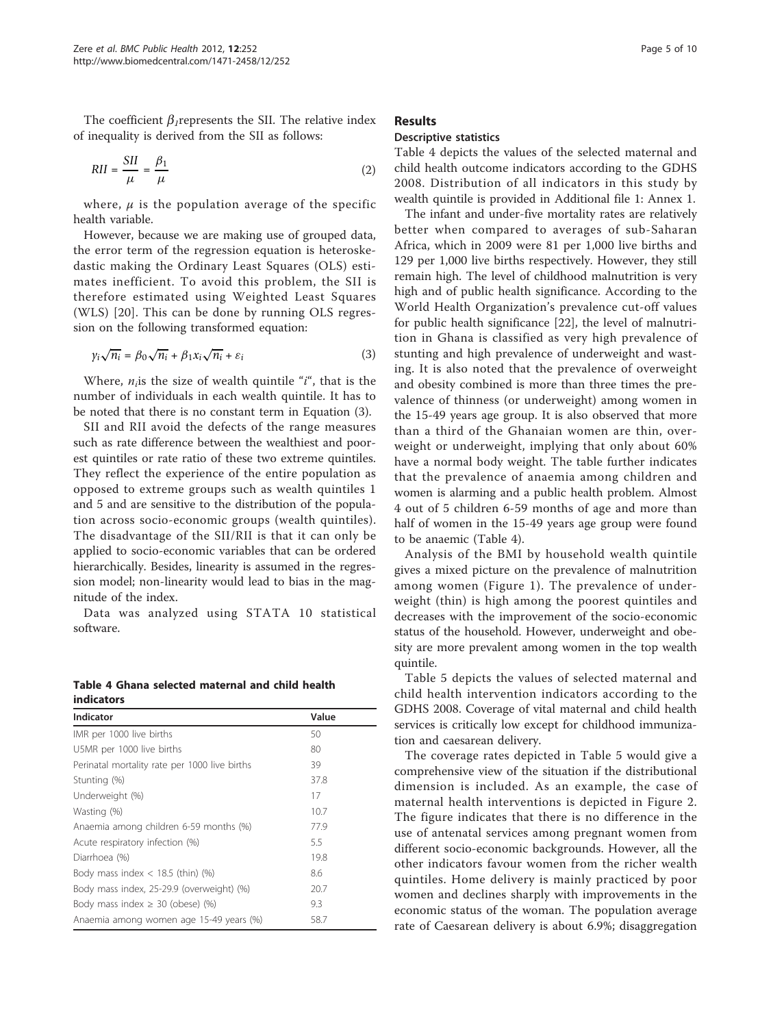The coefficient $\beta_1$ represents the SII. The relative index of inequality is derived from the SII as follows:

$$RII = \frac{SII}{\mu} = \frac{\beta_1}{\mu} \tag{2}$$

where, $\mu$ is the population average of the specific health variable.

However, because we are making use of grouped data, the error term of the regression equation is heteroskedastic making the Ordinary Least Squares (OLS) estimates inefficient. To avoid this problem, the SII is therefore estimated using Weighted Least Squares (WLS) [20]. This can be done by running OLS regression on the following transformed equation:

$$y_i\sqrt{n_i} = \beta_0\sqrt{n_i} + \beta_1 x_i\sqrt{n_i} + \varepsilon_i \tag{3}$$

Where, $n_i$ is the size of wealth quintile "$i$", that is the number of individuals in each wealth quintile. It has to be noted that there is no constant term in Equation (3).

SII and RII avoid the defects of the range measures such as rate difference between the wealthiest and poorest quintiles or rate ratio of these two extreme quintiles. They reflect the experience of the entire population as opposed to extreme groups such as wealth quintiles 1 and 5 and are sensitive to the distribution of the population across socio-economic groups (wealth quintiles). The disadvantage of the SII/RII is that it can only be applied to socio-economic variables that can be ordered hierarchically. Besides, linearity is assumed in the regression model; non-linearity would lead to bias in the magnitude of the index.

Data was analyzed using STATA 10 statistical software.

**Table 4 Ghana selected maternal and child health indicators**

| Indicator | Value |
|---|---|
| IMR per 1000 live births | 50 |
| U5MR per 1000 live births | 80 |
| Perinatal mortality rate per 1000 live births | 39 |
| Stunting (%) | 37.8 |
| Underweight (%) | 17 |
| Wasting (%) | 10.7 |
| Anaemia among children 6-59 months (%) | 77.9 |
| Acute respiratory infection (%) | 5.5 |
| Diarrhoea (%) | 19.8 |
| Body mass index < 18.5 (thin) (%) | 8.6 |
| Body mass index, 25-29.9 (overweight) (%) | 20.7 |
| Body mass index ≥ 30 (obese) (%) | 9.3 |
| Anaemia among women age 15-49 years (%) | 58.7 |

## Results

### Descriptive statistics

Table 4 depicts the values of the selected maternal and child health outcome indicators according to the GDHS 2008. Distribution of all indicators in this study by wealth quintile is provided in Additional file 1: Annex 1.

The infant and under-five mortality rates are relatively better when compared to averages of sub-Saharan Africa, which in 2009 were 81 per 1,000 live births and 129 per 1,000 live births respectively. However, they still remain high. The level of childhood malnutrition is very high and of public health significance. According to the World Health Organization's prevalence cut-off values for public health significance [22], the level of malnutrition in Ghana is classified as very high prevalence of stunting and high prevalence of underweight and wasting. It is also noted that the prevalence of overweight and obesity combined is more than three times the prevalence of thinness (or underweight) among women in the 15-49 years age group. It is also observed that more than a third of the Ghanaian women are thin, overweight or underweight, implying that only about 60% have a normal body weight. The table further indicates that the prevalence of anaemia among children and women is alarming and a public health problem. Almost 4 out of 5 children 6-59 months of age and more than half of women in the 15-49 years age group were found to be anaemic (Table 4).

Analysis of the BMI by household wealth quintile gives a mixed picture on the prevalence of malnutrition among women (Figure 1). The prevalence of underweight (thin) is high among the poorest quintiles and decreases with the improvement of the socio-economic status of the household. However, underweight and obesity are more prevalent among women in the top wealth quintile.

Table 5 depicts the values of selected maternal and child health intervention indicators according to the GDHS 2008. Coverage of vital maternal and child health services is critically low except for childhood immunization and caesarean delivery.

The coverage rates depicted in Table 5 would give a comprehensive view of the situation if the distributional dimension is included. As an example, the case of maternal health interventions is depicted in Figure 2. The figure indicates that there is no difference in the use of antenatal services among pregnant women from different socio-economic backgrounds. However, all the other indicators favour women from the richer wealth quintiles. Home delivery is mainly practiced by poor women and declines sharply with improvements in the economic status of the woman. The population average rate of Caesarean delivery is about 6.9%; disaggregation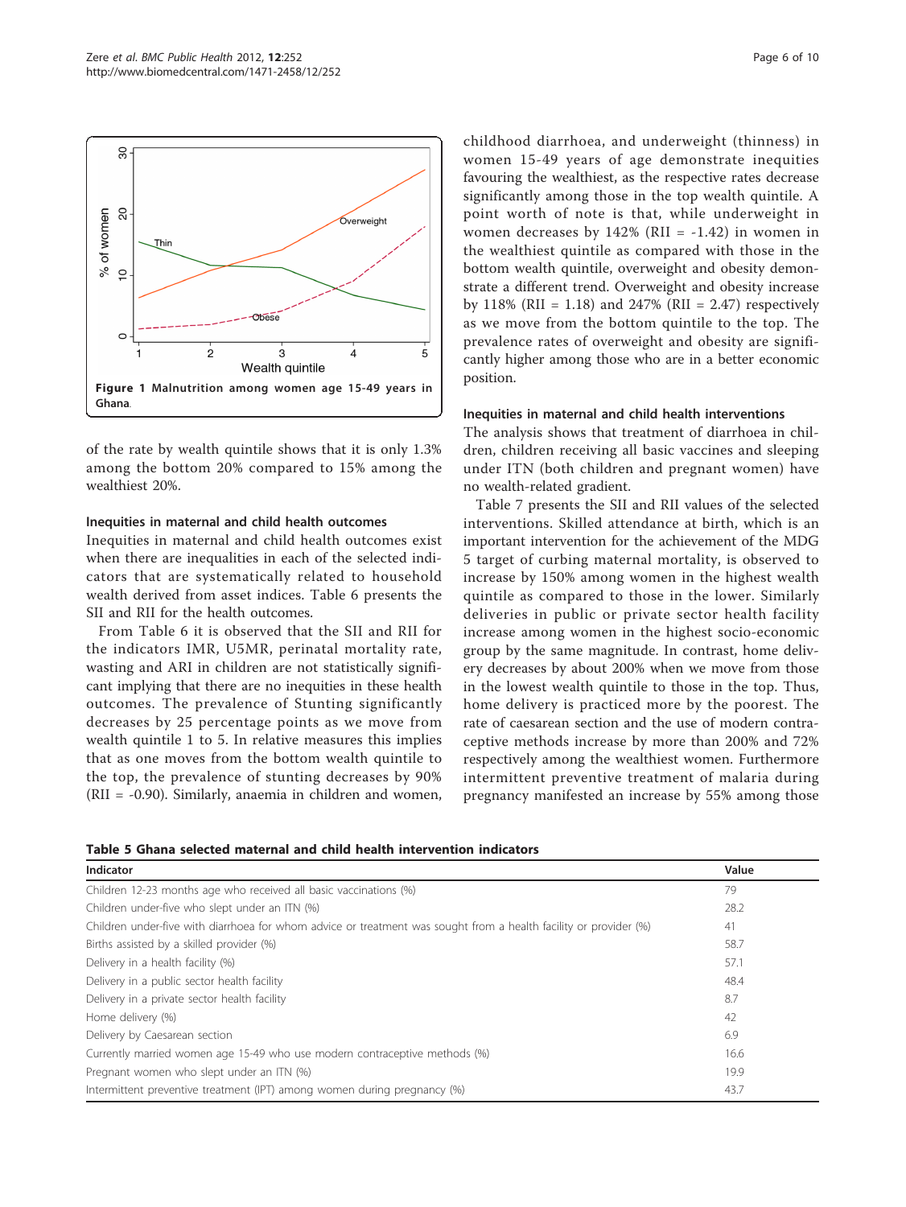30

20

10

0

% of women

Thin

Overweight

Obese

1 2 3 4 5

Wealth quintile

**Figure 1 Malnutrition among women age 15-49 years in Ghana.**

of the rate by wealth quintile shows that it is only 1.3% among the bottom 20% compared to 15% among the wealthiest 20%.

### Inequities in maternal and child health outcomes

Inequities in maternal and child health outcomes exist when there are inequalities in each of the selected indicators that are systematically related to household wealth derived from asset indices. Table 6 presents the SII and RII for the health outcomes.

From Table 6 it is observed that the SII and RII for the indicators IMR, U5MR, perinatal mortality rate, wasting and ARI in children are not statistically significant implying that there are no inequities in these health outcomes. The prevalence of Stunting significantly decreases by 25 percentage points as we move from wealth quintile 1 to 5. In relative measures this implies that as one moves from the bottom wealth quintile to the top, the prevalence of stunting decreases by 90% (RII = -0.90). Similarly, anaemia in children and women, childhood diarrhoea, and underweight (thinness) in women 15-49 years of age demonstrate inequities favouring the wealthiest, as the respective rates decrease significantly among those in the top wealth quintile. A point worth of note is that, while underweight in women decreases by 142% (RII = -1.42) in women in the wealthiest quintile as compared with those in the bottom wealth quintile, overweight and obesity demonstrate a different trend. Overweight and obesity increase by 118% (RII = 1.18) and 247% (RII = 2.47) respectively as we move from the bottom quintile to the top. The prevalence rates of overweight and obesity are significantly higher among those who are in a better economic position.

### Inequities in maternal and child health interventions

The analysis shows that treatment of diarrhoea in children, children receiving all basic vaccines and sleeping under ITN (both children and pregnant women) have no wealth-related gradient.

Table 7 presents the SII and RII values of the selected interventions. Skilled attendance at birth, which is an important intervention for the achievement of the MDG 5 target of curbing maternal mortality, is observed to increase by 150% among women in the highest wealth quintile as compared to those in the lower. Similarly deliveries in public or private sector health facility increase among women in the highest socio-economic group by the same magnitude. In contrast, home delivery decreases by about 200% when we move from those in the lowest wealth quintile to those in the top. Thus, home delivery is practiced more by the poorest. The rate of caesarean section and the use of modern contraceptive methods increase by more than 200% and 72% respectively among the wealthiest women. Furthermore intermittent preventive treatment of malaria during pregnancy manifested an increase by 55% among those

**Table 5 Ghana selected maternal and child health intervention indicators**

| Indicator | Value |
|---|---|
| Children 12-23 months age who received all basic vaccinations (%) | 79 |
| Children under-five who slept under an ITN (%) | 28.2 |
| Children under-five with diarrhoea for whom advice or treatment was sought from a health facility or provider (%) | 41 |
| Births assisted by a skilled provider (%) | 58.7 |
| Delivery in a health facility (%) | 57.1 |
| Delivery in a public sector health facility | 48.4 |
| Delivery in a private sector health facility | 8.7 |
| Home delivery (%) | 42 |
| Delivery by Caesarean section | 6.9 |
| Currently married women age 15-49 who use modern contraceptive methods (%) | 16.6 |
| Pregnant women who slept under an ITN (%) | 19.9 |
| Intermittent preventive treatment (IPT) among women during pregnancy (%) | 43.7 |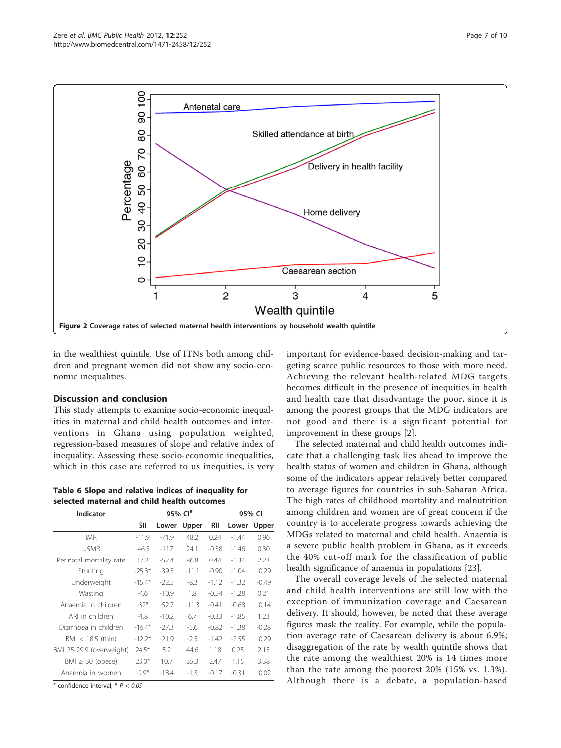Percentage

Antenatal care

Skilled attendance at birth

Delivery in health facility

Home delivery

Caesarean section

0 10 20 30 40 50 60 70 80 90 100

1 2 3 4 5

Wealth quintile

**Figure 2 Coverage rates of selected maternal health interventions by household wealth quintile.**

in the wealthiest quintile. Use of ITNs both among children and pregnant women did not show any socio-economic inequalities.

## Discussion and conclusion

This study attempts to examine socio-economic inequalities in maternal and child health outcomes and interventions in Ghana using population weighted, regression-based measures of slope and relative index of inequality. Assessing these socio-economic inequalities, which in this case are referred to us inequities, is very important for evidence-based decision-making and targeting scarce public resources to those with more need. Achieving the relevant health-related MDG targets becomes difficult in the presence of inequities in health and health care that disadvantage the poor, since it is among the poorest groups that the MDG indicators are not good and there is a significant potential for improvement in these groups [2].

**Table 6 Slope and relative indices of inequality for selected maternal and child health outcomes**

| Indicator | SII | 95% CI[#] | | RII | 95% CI | |
|---|---|---|---|---|---|---|
| | | Lower | Upper | | Lower | Upper |
| IMR | -11.9 | -71.9 | 48.2 | 0.24 | -1.44 | 0.96 |
| U5MR | -46.5 | -117 | 24.1 | -0.58 | -1.46 | 0.30 |
| Perinatal mortality rate | 17.2 | -52.4 | 86.8 | 0.44 | -1.34 | 2.23 |
| Stunting | -25.3* | -39.5 | -11.1 | -0.90 | -1.04 | -0.29 |
| Underweight | -15.4* | -22.5 | -8.3 | -1.12 | -1.32 | -0.49 |
| Wasting | -4.6 | -10.9 | 1.8 | -0.54 | -1.28 | 0.21 |
| Anaemia in children | -32* | -52.7 | -11.3 | -0.41 | -0.68 | -0.14 |
| ARI in children | -1.8 | -10.2 | 6.7 | -0.33 | -1.85 | 1.23 |
| Diarrhoea in children | -16.4* | -27.3 | -5.6 | -0.82 | -1.38 | -0.28 |
| BMI < 18.5 (thin) | -12.2* | -21.9 | -2.5 | -1.42 | -2.55 | -0.29 |
| BMI 25-29.9 (overweight) | 24.5* | 5.2 | 44.6 | 1.18 | 0.25 | 2.15 |
| BMI ≥ 30 (obese) | 23.0* | 10.7 | 35.3 | 2.47 | 1.15 | 3.38 |
| Anaemia in women | -9.9* | -18.4 | -1.3 | -0.17 | -0.31 | -0.02 |

[#] confidence interval; * $P < 0.05$

The selected maternal and child health outcomes indicate that a challenging task lies ahead to improve the health status of women and children in Ghana, although some of the indicators appear relatively better compared to average figures for countries in sub-Saharan Africa. The high rates of childhood mortality and malnutrition among children and women are of great concern if the country is to accelerate progress towards achieving the MDGs related to maternal and child health. Anaemia is a severe public health problem in Ghana, as it exceeds the 40% cut-off mark for the classification of public health significance of anaemia in populations [23].

The overall coverage levels of the selected maternal and child health interventions are still low with the exception of immunization coverage and Caesarean delivery. It should, however, be noted that these average figures mask the reality. For example, while the population average rate of Caesarean delivery is about 6.9%; disaggregation of the rate by wealth quintile shows that the rate among the wealthiest 20% is 14 times more than the rate among the poorest 20% (15% vs. 1.3%). Although there is a debate, a population-based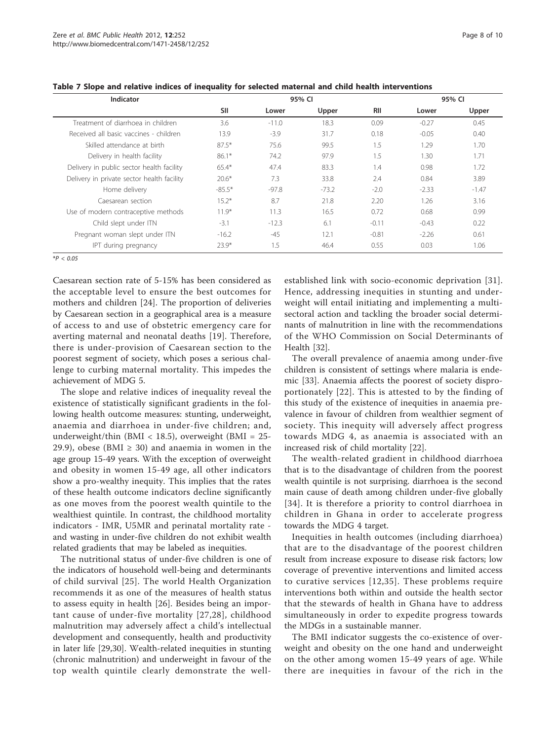**Table 7 Slope and relative indices of inequality for selected maternal and child health interventions**

| Indicator | SII | 95% CI | | RII | 95% CI | |
|---|---|---|---|---|---|---|
| | | Lower | Upper | | Lower | Upper |
| Treatment of diarrhoea in children | 3.6 | -11.0 | 18.3 | 0.09 | -0.27 | 0.45 |
| Received all basic vaccines - children | 13.9 | -3.9 | 31.7 | 0.18 | -0.05 | 0.40 |
| Skilled attendance at birth | 87.5* | 75.6 | 99.5 | 1.5 | 1.29 | 1.70 |
| Delivery in health facility | 86.1* | 74.2 | 97.9 | 1.5 | 1.30 | 1.71 |
| Delivery in public sector health facility | 65.4* | 47.4 | 83.3 | 1.4 | 0.98 | 1.72 |
| Delivery in private sector health facility | 20.6* | 7.3 | 33.8 | 2.4 | 0.84 | 3.89 |
| Home delivery | -85.5* | -97.8 | -73.2 | -2.0 | -2.33 | -1.47 |
| Caesarean section | 15.2* | 8.7 | 21.8 | 2.20 | 1.26 | 3.16 |
| Use of modern contraceptive methods | 11.9* | 11.3 | 16.5 | 0.72 | 0.68 | 0.99 |
| Child slept under ITN | -3.1 | -12.3 | 6.1 | -0.11 | -0.43 | 0.22 |
| Pregnant woman slept under ITN | -16.2 | -45 | 12.1 | -0.81 | -2.26 | 0.61 |
| IPT during pregnancy | 23.9* | 1.5 | 46.4 | 0.55 | 0.03 | 1.06 |

*$P < 0.05$

Caesarean section rate of 5-15% has been considered as the acceptable level to ensure the best outcomes for mothers and children [24]. The proportion of deliveries by Caesarean section in a geographical area is a measure of access to and use of obstetric emergency care for averting maternal and neonatal deaths [19]. Therefore, there is under-provision of Caesarean section to the poorest segment of society, which poses a serious challenge to curbing maternal mortality. This impedes the achievement of MDG 5.

The slope and relative indices of inequality reveal the existence of statistically significant gradients in the following health outcome measures: stunting, underweight, anaemia and diarrhoea in under-five children; and, underweight/thin (BMI < 18.5), overweight (BMI = 25-29.9), obese (BMI ≥ 30) and anaemia in women in the age group 15-49 years. With the exception of overweight and obesity in women 15-49 age, all other indicators show a pro-wealthy inequity. This implies that the rates of these health outcome indicators decline significantly as one moves from the poorest wealth quintile to the wealthiest quintile. In contrast, the childhood mortality indicators - IMR, U5MR and perinatal mortality rate - and wasting in under-five children do not exhibit wealth related gradients that may be labeled as inequities.

The nutritional status of under-five children is one of the indicators of household well-being and determinants of child survival [25]. The world Health Organization recommends it as one of the measures of health status to assess equity in health [26]. Besides being an important cause of under-five mortality [27,28], childhood malnutrition may adversely affect a child's intellectual development and consequently, health and productivity in later life [29,30]. Wealth-related inequities in stunting (chronic malnutrition) and underweight in favour of the top wealth quintile clearly demonstrate the well-established link with socio-economic deprivation [31]. Hence, addressing inequities in stunting and underweight will entail initiating and implementing a multi-sectoral action and tackling the broader social determinants of malnutrition in line with the recommendations of the WHO Commission on Social Determinants of Health [32].

The overall prevalence of anaemia among under-five children is consistent of settings where malaria is endemic [33]. Anaemia affects the poorest of society disproportionately [22]. This is attested to by the finding of this study of the existence of inequities in anaemia prevalence in favour of children from wealthier segment of society. This inequity will adversely affect progress towards MDG 4, as anaemia is associated with an increased risk of child mortality [22].

The wealth-related gradient in childhood diarrhoea that is to the disadvantage of children from the poorest wealth quintile is not surprising. diarrhoea is the second main cause of death among children under-five globally [34]. It is therefore a priority to control diarrhoea in children in Ghana in order to accelerate progress towards the MDG 4 target.

Inequities in health outcomes (including diarrhoea) that are to the disadvantage of the poorest children result from increase exposure to disease risk factors; low coverage of preventive interventions and limited access to curative services [12,35]. These problems require interventions both within and outside the health sector that the stewards of health in Ghana have to address simultaneously in order to expedite progress towards the MDGs in a sustainable manner.

The BMI indicator suggests the co-existence of overweight and obesity on the one hand and underweight on the other among women 15-49 years of age. While there are inequities in favour of the rich in the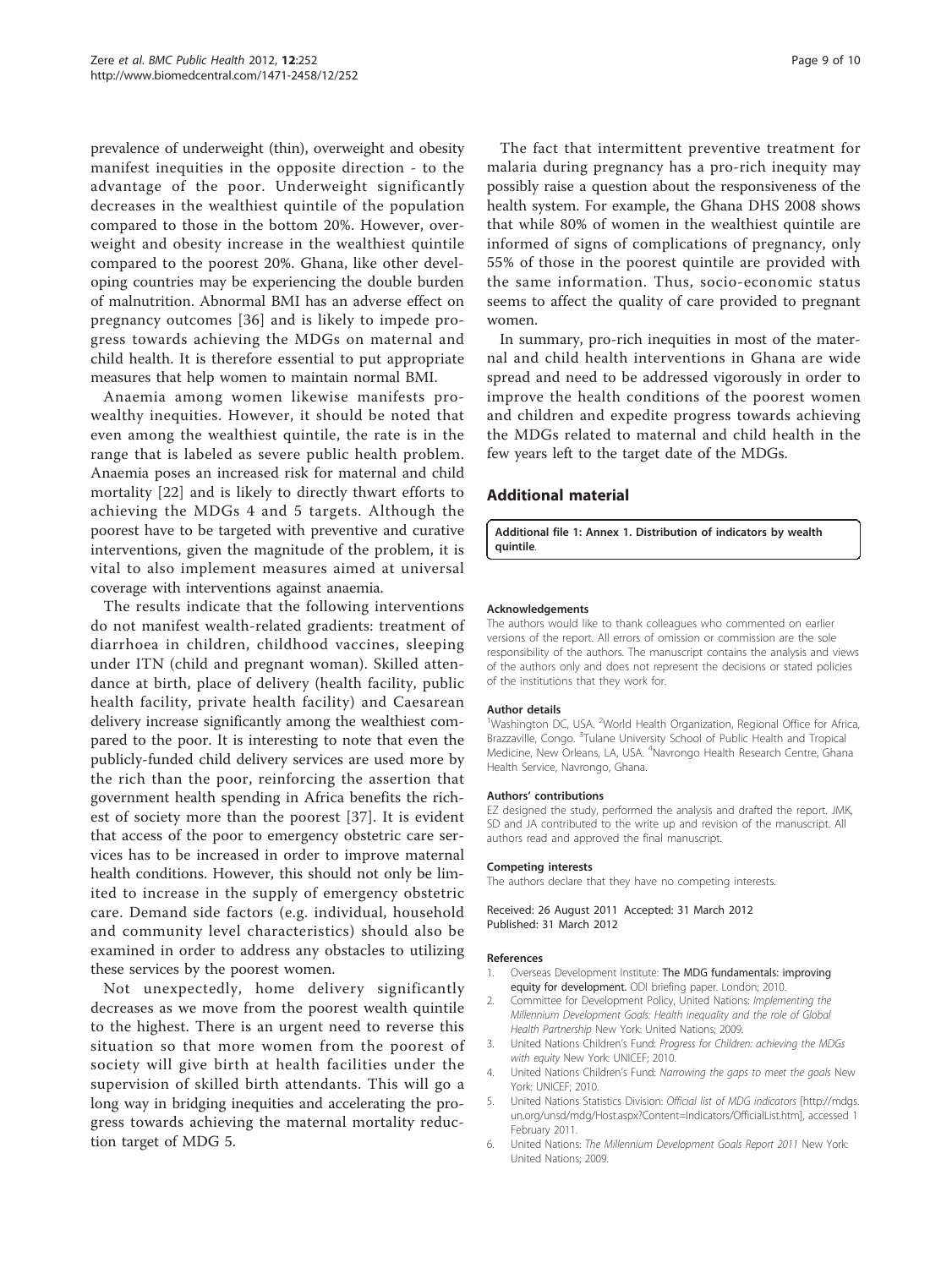prevalence of underweight (thin), overweight and obesity manifest inequities in the opposite direction - to the advantage of the poor. Underweight significantly decreases in the wealthiest quintile of the population compared to those in the bottom 20%. However, overweight and obesity increase in the wealthiest quintile compared to the poorest 20%. Ghana, like other developing countries may be experiencing the double burden of malnutrition. Abnormal BMI has an adverse effect on pregnancy outcomes [36] and is likely to impede progress towards achieving the MDGs on maternal and child health. It is therefore essential to put appropriate measures that help women to maintain normal BMI.

Anaemia among women likewise manifests prowealthy inequities. However, it should be noted that even among the wealthiest quintile, the rate is in the range that is labeled as severe public health problem. Anaemia poses an increased risk for maternal and child mortality [22] and is likely to directly thwart efforts to achieving the MDGs 4 and 5 targets. Although the poorest have to be targeted with preventive and curative interventions, given the magnitude of the problem, it is vital to also implement measures aimed at universal coverage with interventions against anaemia.

The results indicate that the following interventions do not manifest wealth-related gradients: treatment of diarrhoea in children, childhood vaccines, sleeping under ITN (child and pregnant woman). Skilled attendance at birth, place of delivery (health facility, public health facility, private health facility) and Caesarean delivery increase significantly among the wealthiest compared to the poor. It is interesting to note that even the publicly-funded child delivery services are used more by the rich than the poor, reinforcing the assertion that government health spending in Africa benefits the richest of society more than the poorest [37]. It is evident that access of the poor to emergency obstetric care services has to be increased in order to improve maternal health conditions. However, this should not only be limited to increase in the supply of emergency obstetric care. Demand side factors (e.g. individual, household and community level characteristics) should also be examined in order to address any obstacles to utilizing these services by the poorest women.

Not unexpectedly, home delivery significantly decreases as we move from the poorest wealth quintile to the highest. There is an urgent need to reverse this situation so that more women from the poorest of society will give birth at health facilities under the supervision of skilled birth attendants. This will go a long way in bridging inequities and accelerating the progress towards achieving the maternal mortality reduction target of MDG 5.

The fact that intermittent preventive treatment for malaria during pregnancy has a pro-rich inequity may possibly raise a question about the responsiveness of the health system. For example, the Ghana DHS 2008 shows that while 80% of women in the wealthiest quintile are informed of signs of complications of pregnancy, only 55% of those in the poorest quintile are provided with the same information. Thus, socio-economic status seems to affect the quality of care provided to pregnant women.

In summary, pro-rich inequities in most of the maternal and child health interventions in Ghana are wide spread and need to be addressed vigorously in order to improve the health conditions of the poorest women and children and expedite progress towards achieving the MDGs related to maternal and child health in the few years left to the target date of the MDGs.

## Additional material

**Additional file 1: Annex 1. Distribution of indicators by wealth quintile**.

#### Acknowledgements

The authors would like to thank colleagues who commented on earlier versions of the report. All errors of omission or commission are the sole responsibility of the authors. The manuscript contains the analysis and views of the authors only and does not represent the decisions or stated policies of the institutions that they work for.

#### Author details

[1]Washington DC, USA. [2]World Health Organization, Regional Office for Africa, Brazzaville, Congo. [3]Tulane University School of Public Health and Tropical Medicine, New Orleans, LA, USA. [4]Navrongo Health Research Centre, Ghana Health Service, Navrongo, Ghana.

#### Authors' contributions

EZ designed the study, performed the analysis and drafted the report. JMK, SD and JA contributed to the write up and revision of the manuscript. All authors read and approved the final manuscript.

#### Competing interests

The authors declare that they have no competing interests.

Received: 26 August 2011 Accepted: 31 March 2012
Published: 31 March 2012

#### References

1. Overseas Development Institute: **The MDG fundamentals: improving equity for development.** ODI briefing paper. London; 2010.
2. Committee for Development Policy, United Nations: *Implementing the Millennium Development Goals: Health inequality and the role of Global Health Partnership* New York: United Nations; 2009.
3. United Nations Children's Fund: *Progress for Children: achieving the MDGs with equity* New York: UNICEF; 2010.
4. United Nations Children's Fund: *Narrowing the gaps to meet the goals* New York: UNICEF; 2010.
5. United Nations Statistics Division: *Official list of MDG indicators* [http://mdgs.un.org/unsd/mdg/Host.aspx?Content=Indicators/OfficialList.htm], accessed 1 February 2011.
6. United Nations: *The Millennium Development Goals Report 2011* New York: United Nations; 2009.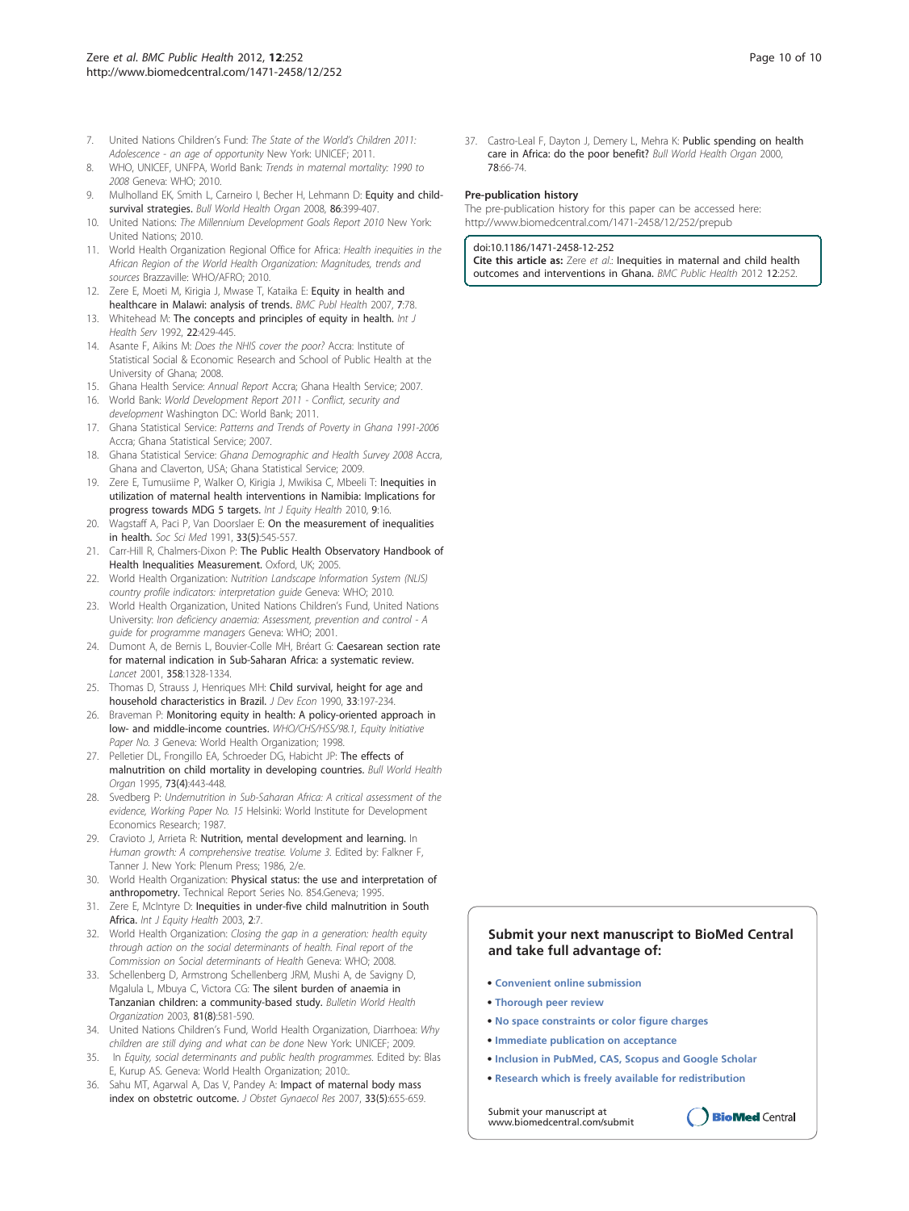7. United Nations Children's Fund: *The State of the World's Children 2011: Adolescence - an age of opportunity* New York: UNICEF; 2011.
8. WHO, UNICEF, UNFPA, World Bank: *Trends in maternal mortality: 1990 to 2008* Geneva: WHO; 2010.
9. Mulholland EK, Smith L, Carneiro I, Becher H, Lehmann D: **Equity and child-survival strategies.** *Bull World Health Organ* 2008, **86**:399-407.
10. United Nations: *The Millennium Development Goals Report 2010* New York: United Nations; 2010.
11. World Health Organization Regional Office for Africa: *Health inequities in the African Region of the World Health Organization: Magnitudes, trends and sources* Brazzaville: WHO/AFRO; 2010.
12. Zere E, Moeti M, Kirigia J, Mwase T, Kataika E: **Equity in health and healthcare in Malawi: analysis of trends.** *BMC Publ Health* 2007, **7**:78.
13. Whitehead M: **The concepts and principles of equity in health.** *Int J Health Serv* 1992, **22**:429-445.
14. Asante F, Aikins M: *Does the NHIS cover the poor?* Accra: Institute of Statistical Social & Economic Research and School of Public Health at the University of Ghana; 2008.
15. Ghana Health Service: *Annual Report* Accra; Ghana Health Service; 2007.
16. World Bank: *World Development Report 2011 - Conflict, security and development* Washington DC: World Bank; 2011.
17. Ghana Statistical Service: *Patterns and Trends of Poverty in Ghana 1991-2006* Accra; Ghana Statistical Service; 2007.
18. Ghana Statistical Service: *Ghana Demographic and Health Survey 2008* Accra, Ghana and Claverton, USA; Ghana Statistical Service; 2009.
19. Zere E, Tumusiime P, Walker O, Kirigia J, Mwikisa C, Mbeeli T: **Inequities in utilization of maternal health interventions in Namibia: Implications for progress towards MDG 5 targets.** *Int J Equity Health* 2010, **9**:16.
20. Wagstaff A, Paci P, Van Doorslaer E: **On the measurement of inequalities in health.** *Soc Sci Med* 1991, **33(5)**:545-557.
21. Carr-Hill R, Chalmers-Dixon P: **The Public Health Observatory Handbook of Health Inequalities Measurement.** Oxford, UK; 2005.
22. World Health Organization: *Nutrition Landscape Information System (NLIS) country profile indicators: interpretation guide* Geneva: WHO; 2010.
23. World Health Organization, United Nations Children's Fund, United Nations University: *Iron deficiency anaemia: Assessment, prevention and control - A guide for programme managers* Geneva: WHO; 2001.
24. Dumont A, de Bernis L, Bouvier-Colle MH, Bréart G: **Caesarean section rate for maternal indication in Sub-Saharan Africa: a systematic review.** *Lancet* 2001, **358**:1328-1334.
25. Thomas D, Strauss J, Henriques MH: **Child survival, height for age and household characteristics in Brazil.** *J Dev Econ* 1990, **33**:197-234.
26. Braveman P: **Monitoring equity in health: A policy-oriented approach in low- and middle-income countries.** *WHO/CHS/HSS/98.1, Equity Initiative Paper No. 3* Geneva: World Health Organization; 1998.
27. Pelletier DL, Frongillo EA, Schroeder DG, Habicht JP: **The effects of malnutrition on child mortality in developing countries.** *Bull World Health Organ* 1995, **73(4)**:443-448.
28. Svedberg P: *Undernutrition in Sub-Saharan Africa: A critical assessment of the evidence, Working Paper No. 15* Helsinki: World Institute for Development Economics Research; 1987.
29. Cravioto J, Arrieta R: **Nutrition, mental development and learning.** In *Human growth: A comprehensive treatise. Volume 3.* Edited by: Falkner F, Tanner J. New York: Plenum Press; 1986, 2/e.
30. World Health Organization: **Physical status: the use and interpretation of anthropometry.** Technical Report Series No. 854.Geneva; 1995.
31. Zere E, McIntyre D: **Inequities in under-five child malnutrition in South Africa.** *Int J Equity Health* 2003, **2**:7.
32. World Health Organization: *Closing the gap in a generation: health equity through action on the social determinants of health. Final report of the Commission on Social determinants of Health* Geneva: WHO; 2008.
33. Schellenberg D, Armstrong Schellenberg JRM, Mushi A, de Savigny D, Mgalula L, Mbuya C, Victora CG: **The silent burden of anaemia in Tanzanian children: a community-based study.** *Bulletin World Health Organization* 2003, **81(8)**:581-590.
34. United Nations Children's Fund, World Health Organization, Diarrhoea: *Why children are still dying and what can be done* New York: UNICEF; 2009.
35. In *Equity, social determinants and public health programmes.* Edited by: Blas E, Kurup AS. Geneva: World Health Organization; 2010:.
36. Sahu MT, Agarwal A, Das V, Pandey A: **Impact of maternal body mass index on obstetric outcome.** *J Obstet Gynaecol Res* 2007, **33(5)**:655-659.
37. Castro-Leal F, Dayton J, Demery L, Mehra K: **Public spending on health care in Africa: do the poor benefit?** *Bull World Health Organ* 2000, **78**:66-74.

### Pre-publication history

The pre-publication history for this paper can be accessed here:
http://www.biomedcentral.com/1471-2458/12/252/prepub

doi:10.1186/1471-2458-12-252
**Cite this article as:** Zere *et al.*: Inequities in maternal and child health outcomes and interventions in Ghana. *BMC Public Health* 2012 **12**:252.

**Submit your next manuscript to BioMed Central and take full advantage of:**

- **Convenient online submission**
- **Thorough peer review**
- **No space constraints or color figure charges**
- **Immediate publication on acceptance**
- **Inclusion in PubMed, CAS, Scopus and Google Scholar**
- **Research which is freely available for redistribution**

Submit your manuscript at
www.biomedcentral.com/submit

BioMed Central